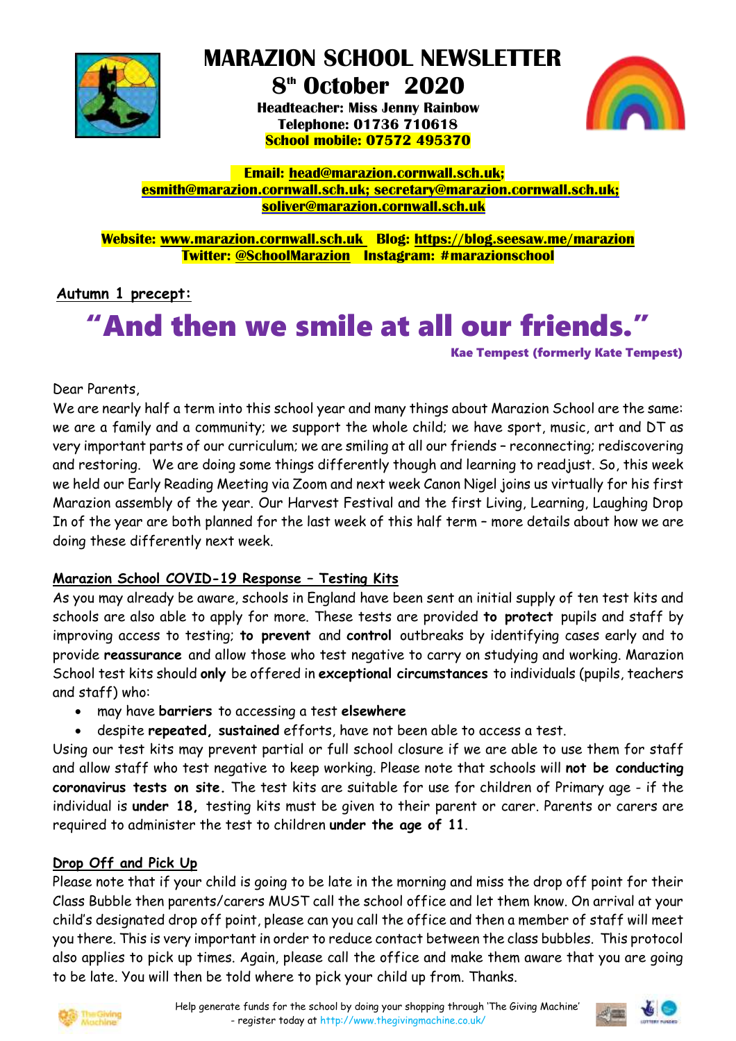# MARAZION SCHOOL NEWSLETTER

## 8th October 2020

**Headteacher: Miss Jenny Rainbow**
**Telephone: 01736 710618**
**School mobile: 07572 495370**

**Email: head@marazion.cornwall.sch.uk; esmith@marazion.cornwall.sch.uk; secretary@marazion.cornwall.sch.uk; soliver@marazion.cornwall.sch.uk**

**Website: www.marazion.cornwall.sch.uk Blog: https://blog.seesaw.me/marazion**
**Twitter: @SchoolMarazion Instagram: #marazionschool**

**Autumn 1 precept:**

# "And then we smile at all our friends."

**Kae Tempest (formerly Kate Tempest)**

Dear Parents,

We are nearly half a term into this school year and many things about Marazion School are the same: we are a family and a community; we support the whole child; we have sport, music, art and DT as very important parts of our curriculum; we are smiling at all our friends – reconnecting; rediscovering and restoring. We are doing some things differently though and learning to readjust. So, this week we held our Early Reading Meeting via Zoom and next week Canon Nigel joins us virtually for his first Marazion assembly of the year. Our Harvest Festival and the first Living, Learning, Laughing Drop In of the year are both planned for the last week of this half term – more details about how we are doing these differently next week.

## Marazion School COVID-19 Response – Testing Kits

As you may already be aware, schools in England have been sent an initial supply of ten test kits and schools are also able to apply for more. These tests are provided **to protect** pupils and staff by improving access to testing; **to prevent** and **control** outbreaks by identifying cases early and to provide **reassurance** and allow those who test negative to carry on studying and working. Marazion School test kits should **only** be offered in **exceptional circumstances** to individuals (pupils, teachers and staff) who:

- may have **barriers** to accessing a test **elsewhere**
- despite **repeated, sustained** efforts, have not been able to access a test.

Using our test kits may prevent partial or full school closure if we are able to use them for staff and allow staff who test negative to keep working. Please note that schools will **not be conducting coronavirus tests on site.** The test kits are suitable for use for children of Primary age - if the individual is **under 18,** testing kits must be given to their parent or carer. Parents or carers are required to administer the test to children **under the age of 11**.

## Drop Off and Pick Up

Please note that if your child is going to be late in the morning and miss the drop off point for their Class Bubble then parents/carers MUST call the school office and let them know. On arrival at your child's designated drop off point, please can you call the office and then a member of staff will meet you there. This is very important in order to reduce contact between the class bubbles. This protocol also applies to pick up times. Again, please call the office and make them aware that you are going to be late. You will then be told where to pick your child up from. Thanks.

Help generate funds for the school by doing your shopping through 'The Giving Machine' - register today at http://www.thegivingmachine.co.uk/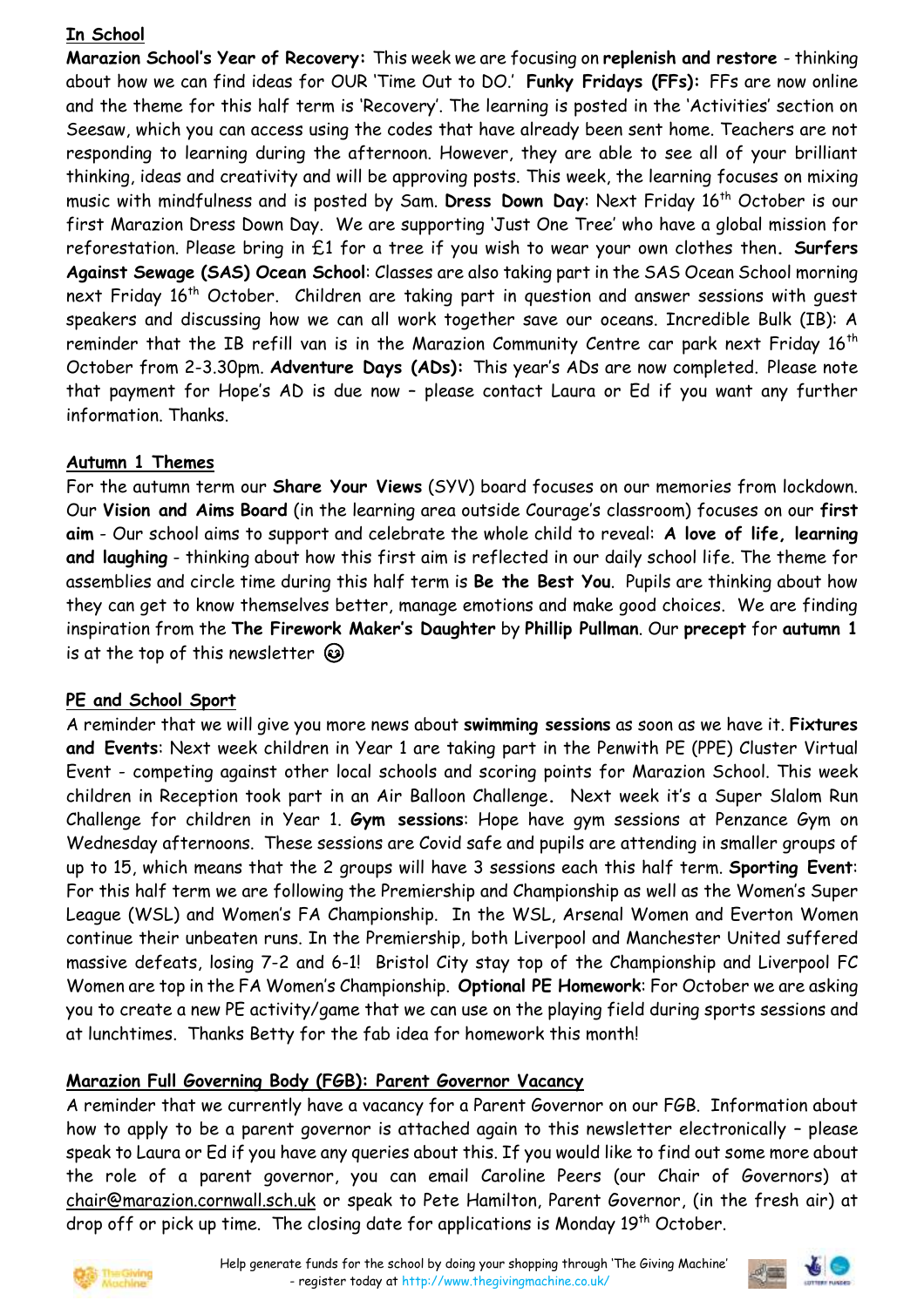## In School

**Marazion School's Year of Recovery:** This week we are focusing on **replenish and restore** - thinking about how we can find ideas for OUR 'Time Out to DO.' **Funky Fridays (FFs):** FFs are now online and the theme for this half term is 'Recovery'. The learning is posted in the 'Activities' section on Seesaw, which you can access using the codes that have already been sent home. Teachers are not responding to learning during the afternoon. However, they are able to see all of your brilliant thinking, ideas and creativity and will be approving posts. This week, the learning focuses on mixing music with mindfulness and is posted by Sam. **Dress Down Day**: Next Friday 16th October is our first Marazion Dress Down Day. We are supporting 'Just One Tree' who have a global mission for reforestation. Please bring in £1 for a tree if you wish to wear your own clothes then. **Surfers Against Sewage (SAS) Ocean School**: Classes are also taking part in the SAS Ocean School morning next Friday 16th October. Children are taking part in question and answer sessions with guest speakers and discussing how we can all work together save our oceans. Incredible Bulk (IB): A reminder that the IB refill van is in the Marazion Community Centre car park next Friday 16th October from 2-3.30pm. **Adventure Days (ADs):** This year's ADs are now completed. Please note that payment for Hope's AD is due now – please contact Laura or Ed if you want any further information. Thanks.

## Autumn 1 Themes

For the autumn term our **Share Your Views** (SYV) board focuses on our memories from lockdown. Our **Vision and Aims Board** (in the learning area outside Courage's classroom) focuses on our **first aim** - Our school aims to support and celebrate the whole child to reveal: **A love of life, learning and laughing** - thinking about how this first aim is reflected in our daily school life. The theme for assemblies and circle time during this half term is **Be the Best You**. Pupils are thinking about how they can get to know themselves better, manage emotions and make good choices. We are finding inspiration from the **The Firework Maker's Daughter** by **Phillip Pullman**. Our **precept** for **autumn 1** is at the top of this newsletter ☺

## PE and School Sport

A reminder that we will give you more news about **swimming sessions** as soon as we have it. **Fixtures and Events**: Next week children in Year 1 are taking part in the Penwith PE (PPE) Cluster Virtual Event - competing against other local schools and scoring points for Marazion School. This week children in Reception took part in an Air Balloon Challenge. Next week it's a Super Slalom Run Challenge for children in Year 1. **Gym sessions**: Hope have gym sessions at Penzance Gym on Wednesday afternoons. These sessions are Covid safe and pupils are attending in smaller groups of up to 15, which means that the 2 groups will have 3 sessions each this half term. **Sporting Event**: For this half term we are following the Premiership and Championship as well as the Women's Super League (WSL) and Women's FA Championship. In the WSL, Arsenal Women and Everton Women continue their unbeaten runs. In the Premiership, both Liverpool and Manchester United suffered massive defeats, losing 7-2 and 6-1! Bristol City stay top of the Championship and Liverpool FC Women are top in the FA Women's Championship. **Optional PE Homework**: For October we are asking you to create a new PE activity/game that we can use on the playing field during sports sessions and at lunchtimes. Thanks Betty for the fab idea for homework this month!

## Marazion Full Governing Body (FGB): Parent Governor Vacancy

A reminder that we currently have a vacancy for a Parent Governor on our FGB. Information about how to apply to be a parent governor is attached again to this newsletter electronically – please speak to Laura or Ed if you have any queries about this. If you would like to find out some more about the role of a parent governor, you can email Caroline Peers (our Chair of Governors) at chair@marazion.cornwall.sch.uk or speak to Pete Hamilton, Parent Governor, (in the fresh air) at drop off or pick up time. The closing date for applications is Monday 19th October.

Help generate funds for the school by doing your shopping through 'The Giving Machine' - register today at http://www.thegivingmachine.co.uk/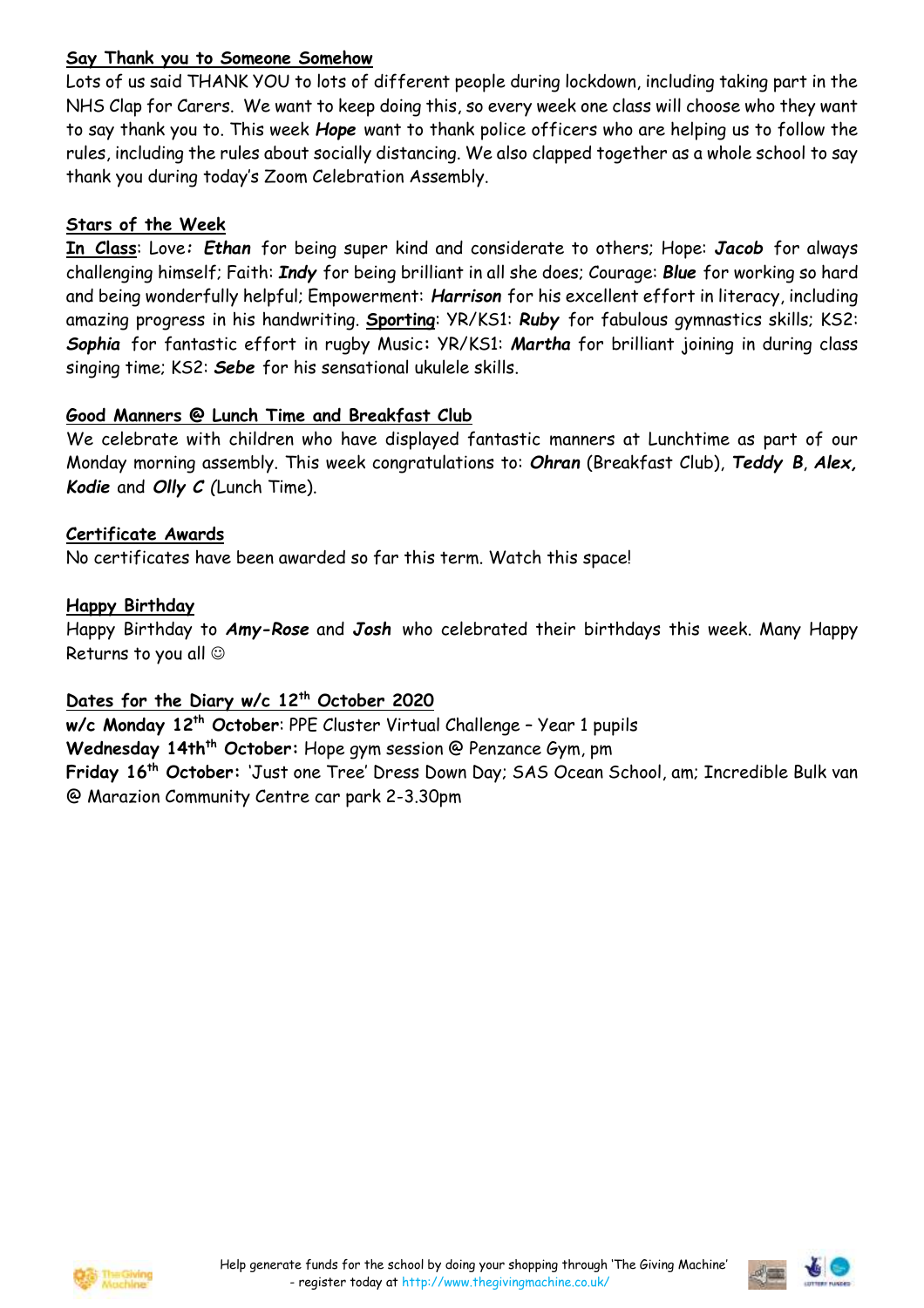## Say Thank you to Someone Somehow

Lots of us said THANK YOU to lots of different people during lockdown, including taking part in the NHS Clap for Carers. We want to keep doing this, so every week one class will choose who they want to say thank you to. This week ***Hope*** want to thank police officers who are helping us to follow the rules, including the rules about socially distancing. We also clapped together as a whole school to say thank you during today's Zoom Celebration Assembly.

## Stars of the Week

**In Class**: Love: ***Ethan*** for being super kind and considerate to others; Hope: ***Jacob*** for always challenging himself; Faith: ***Indy*** for being brilliant in all she does; Courage: ***Blue*** for working so hard and being wonderfully helpful; Empowerment: ***Harrison*** for his excellent effort in literacy, including amazing progress in his handwriting. **Sporting**: YR/KS1: ***Ruby*** for fabulous gymnastics skills; KS2: ***Sophia*** for fantastic effort in rugby Music: YR/KS1: ***Martha*** for brilliant joining in during class singing time; KS2: ***Sebe*** for his sensational ukulele skills.

## Good Manners @ Lunch Time and Breakfast Club

We celebrate with children who have displayed fantastic manners at Lunchtime as part of our Monday morning assembly. This week congratulations to: ***Ohran*** (Breakfast Club), ***Teddy B***, ***Alex, Kodie*** and ***Olly C*** (Lunch Time).

## Certificate Awards

No certificates have been awarded so far this term. Watch this space!

## Happy Birthday

Happy Birthday to ***Amy-Rose*** and ***Josh*** who celebrated their birthdays this week. Many Happy Returns to you all ☺

## Dates for the Diary w/c 12th October 2020

**w/c Monday 12th October**: PPE Cluster Virtual Challenge – Year 1 pupils

**Wednesday 14thth October:** Hope gym session @ Penzance Gym, pm

**Friday 16th October:** 'Just one Tree' Dress Down Day; SAS Ocean School, am; Incredible Bulk van @ Marazion Community Centre car park 2-3.30pm

Help generate funds for the school by doing your shopping through 'The Giving Machine' - register today at http://www.thegivingmachine.co.uk/